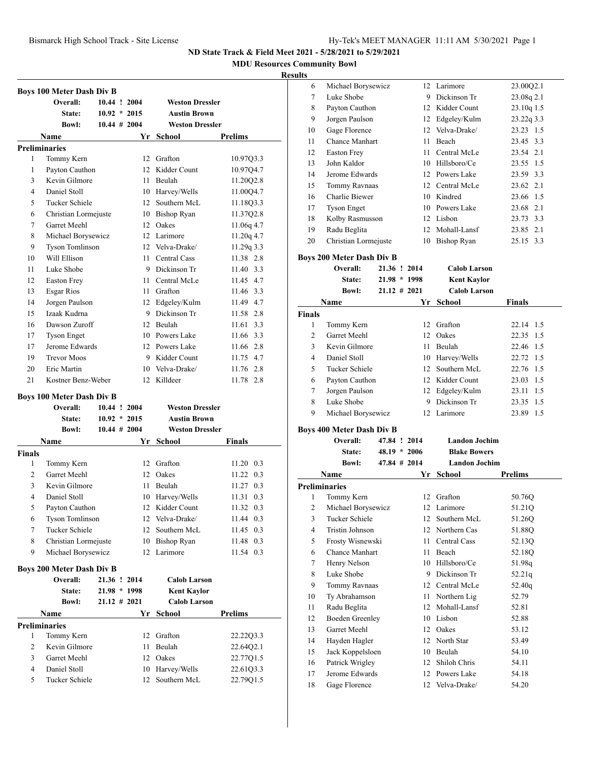ND State Track & Field Meet 2021 - 5/28/2021 to 5/29/2021

MDU Resources Community Bowl

Results

### Boys 100 Meter Dash Div B

| | | | |
|---|---|---|---|
| Overall: | 10.44 ! 2004 | | Weston Dressler |
| State: | 10.92 * 2015 | | Austin Brown |
| Bowl: | 10.44 # 2004 | | Weston Dressler |

| | Name | Yr | School | Prelims |
|---|---|---|---|---|
| **Preliminaries** | | | | |
| 1 | Tommy Kern | 12 | Grafton | 10.97Q3.3 |
| 1 | Payton Cauthon | 12 | Kidder Count | 10.97Q4.7 |
| 3 | Kevin Gilmore | 11 | Beulah | 11.20Q2.8 |
| 4 | Daniel Stoll | 10 | Harvey/Wells | 11.00Q4.7 |
| 5 | Tucker Schiele | 12 | Southern McL | 11.18Q3.3 |
| 6 | Christian Lormejuste | 10 | Bishop Ryan | 11.37Q2.8 |
| 7 | Garret Meehl | 12 | Oakes | 11.06q 4.7 |
| 8 | Michael Borysewicz | 12 | Larimore | 11.20q 4.7 |
| 9 | Tyson Tomlinson | 12 | Velva-Drake/ | 11.29q 3.3 |
| 10 | Will Ellison | 11 | Central Cass | 11.38 2.8 |
| 11 | Luke Shobe | 9 | Dickinson Tr | 11.40 3.3 |
| 12 | Easton Frey | 11 | Central McLe | 11.45 4.7 |
| 13 | Esgar Rios | 11 | Grafton | 11.46 3.3 |
| 14 | Jorgen Paulson | 12 | Edgeley/Kulm | 11.49 4.7 |
| 15 | Izaak Kudrna | 9 | Dickinson Tr | 11.58 2.8 |
| 16 | Dawson Zuroff | 12 | Beulah | 11.61 3.3 |
| 17 | Tyson Enget | 10 | Powers Lake | 11.66 3.3 |
| 17 | Jerome Edwards | 12 | Powers Lake | 11.66 2.8 |
| 19 | Trevor Moos | 9 | Kidder Count | 11.75 4.7 |
| 20 | Eric Martin | 10 | Velva-Drake/ | 11.76 2.8 |
| 21 | Kostner Benz-Weber | 12 | Killdeer | 11.78 2.8 |

### Boys 100 Meter Dash Div B

| | | | |
|---|---|---|---|
| Overall: | 10.44 ! 2004 | | Weston Dressler |
| State: | 10.92 * 2015 | | Austin Brown |
| Bowl: | 10.44 # 2004 | | Weston Dressler |

| | Name | Yr | School | Finals |
|---|---|---|---|---|
| **Finals** | | | | |
| 1 | Tommy Kern | 12 | Grafton | 11.20 0.3 |
| 2 | Garret Meehl | 12 | Oakes | 11.22 0.3 |
| 3 | Kevin Gilmore | 11 | Beulah | 11.27 0.3 |
| 4 | Daniel Stoll | 10 | Harvey/Wells | 11.31 0.3 |
| 5 | Payton Cauthon | 12 | Kidder Count | 11.32 0.3 |
| 6 | Tyson Tomlinson | 12 | Velva-Drake/ | 11.44 0.3 |
| 7 | Tucker Schiele | 12 | Southern McL | 11.45 0.3 |
| 8 | Christian Lormejuste | 10 | Bishop Ryan | 11.48 0.3 |
| 9 | Michael Borysewicz | 12 | Larimore | 11.54 0.3 |

### Boys 200 Meter Dash Div B

| | | | |
|---|---|---|---|
| Overall: | 21.36 ! 2014 | | Calob Larson |
| State: | 21.98 * 1998 | | Kent Kaylor |
| Bowl: | 21.12 # 2021 | | Calob Larson |

| | Name | Yr | School | Prelims |
|---|---|---|---|---|
| **Preliminaries** | | | | |
| 1 | Tommy Kern | 12 | Grafton | 22.22Q3.3 |
| 2 | Kevin Gilmore | 11 | Beulah | 22.64Q2.1 |
| 3 | Garret Meehl | 12 | Oakes | 22.77Q1.5 |
| 4 | Daniel Stoll | 10 | Harvey/Wells | 22.61Q3.3 |
| 5 | Tucker Schiele | 12 | Southern McL | 22.79Q1.5 |
| 6 | Michael Borysewicz | 12 | Larimore | 23.00Q2.1 |
| 7 | Luke Shobe | 9 | Dickinson Tr | 23.08q 2.1 |
| 8 | Payton Cauthon | 12 | Kidder Count | 23.10q 1.5 |
| 9 | Jorgen Paulson | 12 | Edgeley/Kulm | 23.22q 3.3 |
| 10 | Gage Florence | 12 | Velva-Drake/ | 23.23 1.5 |
| 11 | Chance Manhart | 11 | Beach | 23.45 3.3 |
| 12 | Easton Frey | 11 | Central McLe | 23.54 2.1 |
| 13 | John Kaldor | 10 | Hillsboro/Ce | 23.55 1.5 |
| 14 | Jerome Edwards | 12 | Powers Lake | 23.59 3.3 |
| 15 | Tommy Ravnaas | 12 | Central McLe | 23.62 2.1 |
| 16 | Charlie Biewer | 10 | Kindred | 23.66 1.5 |
| 17 | Tyson Enget | 10 | Powers Lake | 23.68 2.1 |
| 18 | Kolby Rasmusson | 12 | Lisbon | 23.73 3.3 |
| 19 | Radu Beglita | 12 | Mohall-Lansf | 23.85 2.1 |
| 20 | Christian Lormejuste | 10 | Bishop Ryan | 25.15 3.3 |

### Boys 200 Meter Dash Div B

| | | | |
|---|---|---|---|
| Overall: | 21.36 ! 2014 | | Calob Larson |
| State: | 21.98 * 1998 | | Kent Kaylor |
| Bowl: | 21.12 # 2021 | | Calob Larson |

| | Name | Yr | School | Finals |
|---|---|---|---|---|
| **Finals** | | | | |
| 1 | Tommy Kern | 12 | Grafton | 22.14 1.5 |
| 2 | Garret Meehl | 12 | Oakes | 22.35 1.5 |
| 3 | Kevin Gilmore | 11 | Beulah | 22.46 1.5 |
| 4 | Daniel Stoll | 10 | Harvey/Wells | 22.72 1.5 |
| 5 | Tucker Schiele | 12 | Southern McL | 22.76 1.5 |
| 6 | Payton Cauthon | 12 | Kidder Count | 23.03 1.5 |
| 7 | Jorgen Paulson | 12 | Edgeley/Kulm | 23.11 1.5 |
| 8 | Luke Shobe | 9 | Dickinson Tr | 23.35 1.5 |
| 9 | Michael Borysewicz | 12 | Larimore | 23.89 1.5 |

### Boys 400 Meter Dash Div B

| | | | |
|---|---|---|---|
| Overall: | 47.84 ! 2014 | | Landon Jochim |
| State: | 48.19 * 2006 | | Blake Bowers |
| Bowl: | 47.84 # 2014 | | Landon Jochim |

| | Name | Yr | School | Prelims |
|---|---|---|---|---|
| **Preliminaries** | | | | |
| 1 | Tommy Kern | 12 | Grafton | 50.76Q |
| 2 | Michael Borysewicz | 12 | Larimore | 51.21Q |
| 3 | Tucker Schiele | 12 | Southern McL | 51.26Q |
| 4 | Tristin Johnson | 12 | Northern Cas | 51.88Q |
| 5 | Frosty Wisnewski | 11 | Central Cass | 52.13Q |
| 6 | Chance Manhart | 11 | Beach | 52.18Q |
| 7 | Henry Nelson | 10 | Hillsboro/Ce | 51.98q |
| 8 | Luke Shobe | 9 | Dickinson Tr | 52.21q |
| 9 | Tommy Ravnaas | 12 | Central McLe | 52.40q |
| 10 | Ty Abrahamson | 11 | Northern Lig | 52.79 |
| 11 | Radu Beglita | 12 | Mohall-Lansf | 52.81 |
| 12 | Boeden Greenley | 10 | Lisbon | 52.88 |
| 13 | Garret Meehl | 12 | Oakes | 53.12 |
| 14 | Hayden Hagler | 12 | North Star | 53.49 |
| 15 | Jack Koppelsloen | 10 | Beulah | 54.10 |
| 16 | Patrick Wrigley | 12 | Shiloh Chris | 54.11 |
| 17 | Jerome Edwards | 12 | Powers Lake | 54.18 |
| 18 | Gage Florence | 12 | Velva-Drake/ | 54.20 |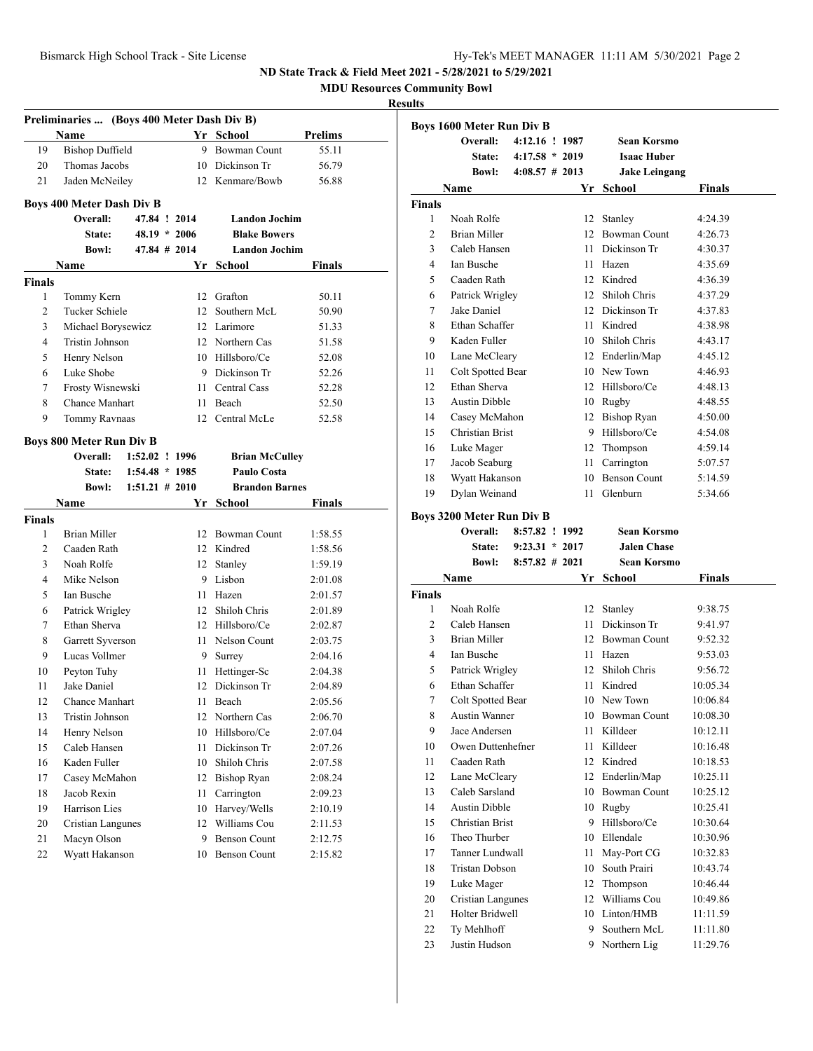ND State Track & Field Meet 2021 - 5/28/2021 to 5/29/2021

MDU Resources Community Bowl

**Results**

### Preliminaries ... (Boys 400 Meter Dash Div B)

| | Name | Yr | School | Prelims |
|---|---|---|---|---|
| 19 | Bishop Duffield | 9 | Bowman Count | 55.11 |
| 20 | Thomas Jacobs | 10 | Dickinson Tr | 56.79 |
| 21 | Jaden McNeiley | 12 | Kenmare/Bowb | 56.88 |

### Boys 400 Meter Dash Div B

| | | | |
|---|---|---|---|
| Overall: | 47.84 ! 2014 | | Landon Jochim |
| State: | 48.19 * 2006 | | Blake Bowers |
| Bowl: | 47.84 # 2014 | | Landon Jochim |

**Finals**

| | Name | Yr | School | Finals |
|---|---|---|---|---|
| 1 | Tommy Kern | 12 | Grafton | 50.11 |
| 2 | Tucker Schiele | 12 | Southern McL | 50.90 |
| 3 | Michael Borysewicz | 12 | Larimore | 51.33 |
| 4 | Tristin Johnson | 12 | Northern Cas | 51.58 |
| 5 | Henry Nelson | 10 | Hillsboro/Ce | 52.08 |
| 6 | Luke Shobe | 9 | Dickinson Tr | 52.26 |
| 7 | Frosty Wisnewski | 11 | Central Cass | 52.28 |
| 8 | Chance Manhart | 11 | Beach | 52.50 |
| 9 | Tommy Ravnaas | 12 | Central McLe | 52.58 |

### Boys 800 Meter Run Div B

| | | | |
|---|---|---|---|
| Overall: | 1:52.02 ! 1996 | | Brian McCulley |
| State: | 1:54.48 * 1985 | | Paulo Costa |
| Bowl: | 1:51.21 # 2010 | | Brandon Barnes |

**Finals**

| | Name | Yr | School | Finals |
|---|---|---|---|---|
| 1 | Brian Miller | 12 | Bowman Count | 1:58.55 |
| 2 | Caaden Rath | 12 | Kindred | 1:58.56 |
| 3 | Noah Rolfe | 12 | Stanley | 1:59.19 |
| 4 | Mike Nelson | 9 | Lisbon | 2:01.08 |
| 5 | Ian Busche | 11 | Hazen | 2:01.57 |
| 6 | Patrick Wrigley | 12 | Shiloh Chris | 2:01.89 |
| 7 | Ethan Sherva | 12 | Hillsboro/Ce | 2:02.87 |
| 8 | Garrett Syverson | 11 | Nelson Count | 2:03.75 |
| 9 | Lucas Vollmer | 9 | Surrey | 2:04.16 |
| 10 | Peyton Tuhy | 11 | Hettinger-Sc | 2:04.38 |
| 11 | Jake Daniel | 12 | Dickinson Tr | 2:04.89 |
| 12 | Chance Manhart | 11 | Beach | 2:05.56 |
| 13 | Tristin Johnson | 12 | Northern Cas | 2:06.70 |
| 14 | Henry Nelson | 10 | Hillsboro/Ce | 2:07.04 |
| 15 | Caleb Hansen | 11 | Dickinson Tr | 2:07.26 |
| 16 | Kaden Fuller | 10 | Shiloh Chris | 2:07.58 |
| 17 | Casey McMahon | 12 | Bishop Ryan | 2:08.24 |
| 18 | Jacob Rexin | 11 | Carrington | 2:09.23 |
| 19 | Harrison Lies | 10 | Harvey/Wells | 2:10.19 |
| 20 | Cristian Langunes | 12 | Williams Cou | 2:11.53 |
| 21 | Macyn Olson | 9 | Benson Count | 2:12.75 |
| 22 | Wyatt Hakanson | 10 | Benson Count | 2:15.82 |

### Boys 1600 Meter Run Div B

| | | | |
|---|---|---|---|
| Overall: | 4:12.16 ! 1987 | | Sean Korsmo |
| State: | 4:17.58 * 2019 | | Isaac Huber |
| Bowl: | 4:08.57 # 2013 | | Jake Leingang |

**Finals**

| | Name | Yr | School | Finals |
|---|---|---|---|---|
| 1 | Noah Rolfe | 12 | Stanley | 4:24.39 |
| 2 | Brian Miller | 12 | Bowman Count | 4:26.73 |
| 3 | Caleb Hansen | 11 | Dickinson Tr | 4:30.37 |
| 4 | Ian Busche | 11 | Hazen | 4:35.69 |
| 5 | Caaden Rath | 12 | Kindred | 4:36.39 |
| 6 | Patrick Wrigley | 12 | Shiloh Chris | 4:37.29 |
| 7 | Jake Daniel | 12 | Dickinson Tr | 4:37.83 |
| 8 | Ethan Schaffer | 11 | Kindred | 4:38.98 |
| 9 | Kaden Fuller | 10 | Shiloh Chris | 4:43.17 |
| 10 | Lane McCleary | 12 | Enderlin/Map | 4:45.12 |
| 11 | Colt Spotted Bear | 10 | New Town | 4:46.93 |
| 12 | Ethan Sherva | 12 | Hillsboro/Ce | 4:48.13 |
| 13 | Austin Dibble | 10 | Rugby | 4:48.55 |
| 14 | Casey McMahon | 12 | Bishop Ryan | 4:50.00 |
| 15 | Christian Brist | 9 | Hillsboro/Ce | 4:54.08 |
| 16 | Luke Mager | 12 | Thompson | 4:59.14 |
| 17 | Jacob Seaburg | 11 | Carrington | 5:07.57 |
| 18 | Wyatt Hakanson | 10 | Benson Count | 5:14.59 |
| 19 | Dylan Weinand | 11 | Glenburn | 5:34.66 |

### Boys 3200 Meter Run Div B

| | | | |
|---|---|---|---|
| Overall: | 8:57.82 ! 1992 | | Sean Korsmo |
| State: | 9:23.31 * 2017 | | Jalen Chase |
| Bowl: | 8:57.82 # 2021 | | Sean Korsmo |

**Finals**

| | Name | Yr | School | Finals |
|---|---|---|---|---|
| 1 | Noah Rolfe | 12 | Stanley | 9:38.75 |
| 2 | Caleb Hansen | 11 | Dickinson Tr | 9:41.97 |
| 3 | Brian Miller | 12 | Bowman Count | 9:52.32 |
| 4 | Ian Busche | 11 | Hazen | 9:53.03 |
| 5 | Patrick Wrigley | 12 | Shiloh Chris | 9:56.72 |
| 6 | Ethan Schaffer | 11 | Kindred | 10:05.34 |
| 7 | Colt Spotted Bear | 10 | New Town | 10:06.84 |
| 8 | Austin Wanner | 10 | Bowman Count | 10:08.30 |
| 9 | Jace Andersen | 11 | Killdeer | 10:12.11 |
| 10 | Owen Duttenhefner | 11 | Killdeer | 10:16.48 |
| 11 | Caaden Rath | 12 | Kindred | 10:18.53 |
| 12 | Lane McCleary | 12 | Enderlin/Map | 10:25.11 |
| 13 | Caleb Sarsland | 10 | Bowman Count | 10:25.12 |
| 14 | Austin Dibble | 10 | Rugby | 10:25.41 |
| 15 | Christian Brist | 9 | Hillsboro/Ce | 10:30.64 |
| 16 | Theo Thurber | 10 | Ellendale | 10:30.96 |
| 17 | Tanner Lundwall | 11 | May-Port CG | 10:32.83 |
| 18 | Tristan Dobson | 10 | South Prairi | 10:43.74 |
| 19 | Luke Mager | 12 | Thompson | 10:46.44 |
| 20 | Cristian Langunes | 12 | Williams Cou | 10:49.86 |
| 21 | Holter Bridwell | 10 | Linton/HMB | 11:11.59 |
| 22 | Ty Mehlhoff | 9 | Southern McL | 11:11.80 |
| 23 | Justin Hudson | 9 | Northern Lig | 11:29.76 |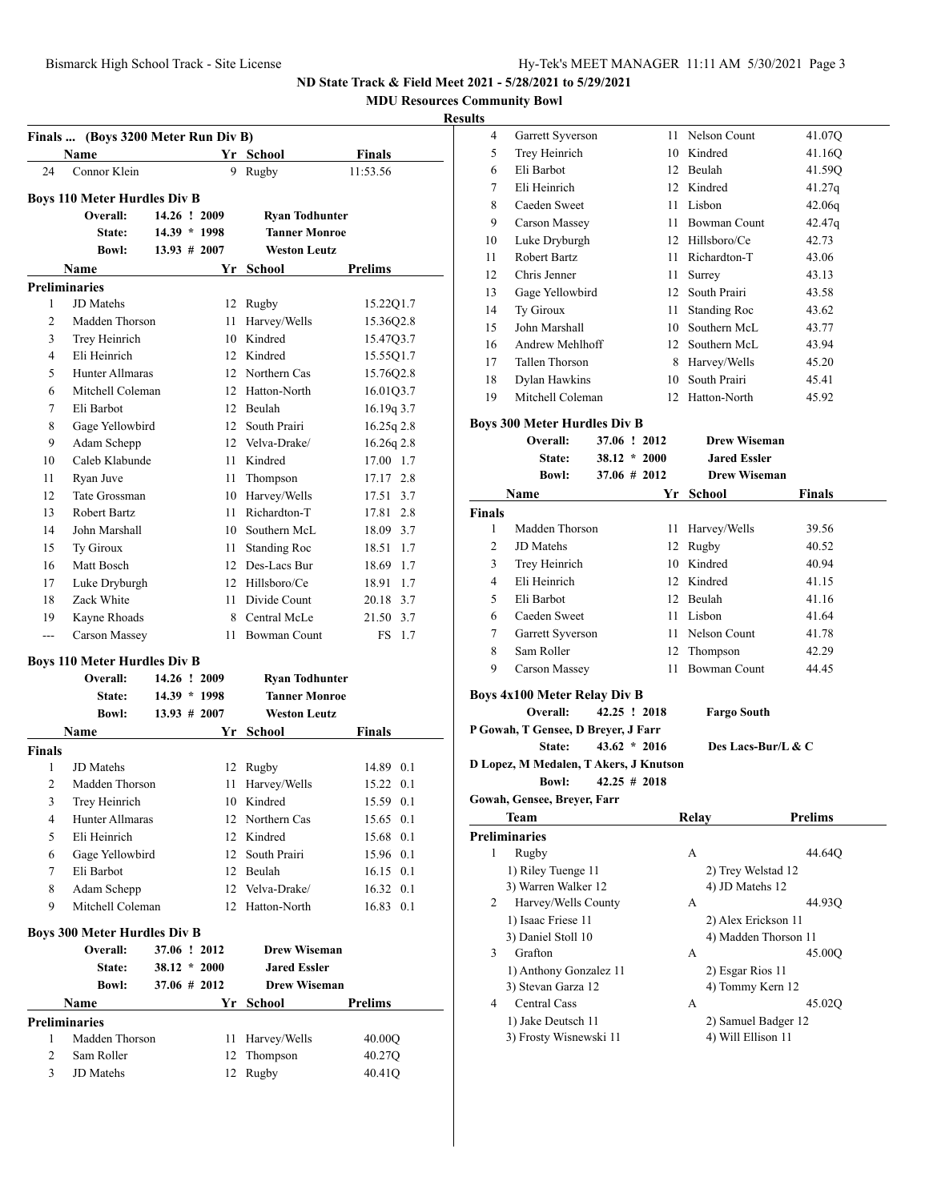# ND State Track & Field Meet 2021 - 5/28/2021 to 5/29/2021

## MDU Resources Community Bowl

### Results

### Finals ... (Boys 3200 Meter Run Div B)

| | Name | Yr | School | Finals |
|---|---|---|---|---|
| 24 | Connor Klein | 9 | Rugby | 11:53.56 |

### Boys 110 Meter Hurdles Div B

| | | | |
|---|---|---|---|
| Overall: | 14.26 ! 2009 | Ryan Todhunter |
| State: | 14.39 * 1998 | Tanner Monroe |
| Bowl: | 13.93 # 2007 | Weston Leutz |

**Preliminaries**

| | Name | Yr | School | Prelims | |
|---|---|---|---|---|---|
| 1 | JD Matehs | 12 | Rugby | 15.22Q | 1.7 |
| 2 | Madden Thorson | 11 | Harvey/Wells | 15.36Q | 2.8 |
| 3 | Trey Heinrich | 10 | Kindred | 15.47Q | 3.7 |
| 4 | Eli Heinrich | 12 | Kindred | 15.55Q | 1.7 |
| 5 | Hunter Allmaras | 12 | Northern Cas | 15.76Q | 2.8 |
| 6 | Mitchell Coleman | 12 | Hatton-North | 16.01Q | 3.7 |
| 7 | Eli Barbot | 12 | Beulah | 16.19q | 3.7 |
| 8 | Gage Yellowbird | 12 | South Prairi | 16.25q | 2.8 |
| 9 | Adam Schepp | 12 | Velva-Drake/ | 16.26q | 2.8 |
| 10 | Caleb Klabunde | 11 | Kindred | 17.00 | 1.7 |
| 11 | Ryan Juve | 11 | Thompson | 17.17 | 2.8 |
| 12 | Tate Grossman | 10 | Harvey/Wells | 17.51 | 3.7 |
| 13 | Robert Bartz | 11 | Richardton-T | 17.81 | 2.8 |
| 14 | John Marshall | 10 | Southern McL | 18.09 | 3.7 |
| 15 | Ty Giroux | 11 | Standing Roc | 18.51 | 1.7 |
| 16 | Matt Bosch | 12 | Des-Lacs Bur | 18.69 | 1.7 |
| 17 | Luke Dryburgh | 12 | Hillsboro/Ce | 18.91 | 1.7 |
| 18 | Zack White | 11 | Divide Count | 20.18 | 3.7 |
| 19 | Kayne Rhoads | 8 | Central McLe | 21.50 | 3.7 |
| --- | Carson Massey | 11 | Bowman Count | FS | 1.7 |

### Boys 110 Meter Hurdles Div B

| | | | |
|---|---|---|---|
| Overall: | 14.26 ! 2009 | Ryan Todhunter |
| State: | 14.39 * 1998 | Tanner Monroe |
| Bowl: | 13.93 # 2007 | Weston Leutz |

**Finals**

| | Name | Yr | School | Finals | |
|---|---|---|---|---|---|
| 1 | JD Matehs | 12 | Rugby | 14.89 | 0.1 |
| 2 | Madden Thorson | 11 | Harvey/Wells | 15.22 | 0.1 |
| 3 | Trey Heinrich | 10 | Kindred | 15.59 | 0.1 |
| 4 | Hunter Allmaras | 12 | Northern Cas | 15.65 | 0.1 |
| 5 | Eli Heinrich | 12 | Kindred | 15.68 | 0.1 |
| 6 | Gage Yellowbird | 12 | South Prairi | 15.96 | 0.1 |
| 7 | Eli Barbot | 12 | Beulah | 16.15 | 0.1 |
| 8 | Adam Schepp | 12 | Velva-Drake/ | 16.32 | 0.1 |
| 9 | Mitchell Coleman | 12 | Hatton-North | 16.83 | 0.1 |

### Boys 300 Meter Hurdles Div B

| | | | |
|---|---|---|---|
| Overall: | 37.06 ! 2012 | Drew Wiseman |
| State: | 38.12 * 2000 | Jared Essler |
| Bowl: | 37.06 # 2012 | Drew Wiseman |

**Preliminaries**

| | Name | Yr | School | Prelims |
|---|---|---|---|---|
| 1 | Madden Thorson | 11 | Harvey/Wells | 40.00Q |
| 2 | Sam Roller | 12 | Thompson | 40.27Q |
| 3 | JD Matehs | 12 | Rugby | 40.41Q |
| 4 | Garrett Syverson | 11 | Nelson Count | 41.07Q |
| 5 | Trey Heinrich | 10 | Kindred | 41.16Q |
| 6 | Eli Barbot | 12 | Beulah | 41.59Q |
| 7 | Eli Heinrich | 12 | Kindred | 41.27q |
| 8 | Caeden Sweet | 11 | Lisbon | 42.06q |
| 9 | Carson Massey | 11 | Bowman Count | 42.47q |
| 10 | Luke Dryburgh | 12 | Hillsboro/Ce | 42.73 |
| 11 | Robert Bartz | 11 | Richardton-T | 43.06 |
| 12 | Chris Jenner | 11 | Surrey | 43.13 |
| 13 | Gage Yellowbird | 12 | South Prairi | 43.58 |
| 14 | Ty Giroux | 11 | Standing Roc | 43.62 |
| 15 | John Marshall | 10 | Southern McL | 43.77 |
| 16 | Andrew Mehlhoff | 12 | Southern McL | 43.94 |
| 17 | Tallen Thorson | 8 | Harvey/Wells | 45.20 |
| 18 | Dylan Hawkins | 10 | South Prairi | 45.41 |
| 19 | Mitchell Coleman | 12 | Hatton-North | 45.92 |

### Boys 300 Meter Hurdles Div B

| | | | |
|---|---|---|---|
| Overall: | 37.06 ! 2012 | Drew Wiseman |
| State: | 38.12 * 2000 | Jared Essler |
| Bowl: | 37.06 # 2012 | Drew Wiseman |

**Finals**

| | Name | Yr | School | Finals |
|---|---|---|---|---|
| 1 | Madden Thorson | 11 | Harvey/Wells | 39.56 |
| 2 | JD Matehs | 12 | Rugby | 40.52 |
| 3 | Trey Heinrich | 10 | Kindred | 40.94 |
| 4 | Eli Heinrich | 12 | Kindred | 41.15 |
| 5 | Eli Barbot | 12 | Beulah | 41.16 |
| 6 | Caeden Sweet | 11 | Lisbon | 41.64 |
| 7 | Garrett Syverson | 11 | Nelson Count | 41.78 |
| 8 | Sam Roller | 12 | Thompson | 42.29 |
| 9 | Carson Massey | 11 | Bowman Count | 44.45 |

### Boys 4x100 Meter Relay Div B

Overall: 42.25 ! 2018 Fargo South

P Gowah, T Gensee, D Breyer, J Farr

State: 43.62 * 2016 Des Lacs-Bur/L & C

D Lopez, M Medalen, T Akers, J Knutson

Bowl: 42.25 # 2018

Gowah, Gensee, Breyer, Farr

**Preliminaries**

| | Team | Relay | Prelims |
|---|---|---|---|
| 1 | Rugby | A | 44.64Q |
| | 1) Riley Tuenge 11 | 2) Trey Welstad 12 | |
| | 3) Warren Walker 12 | 4) JD Matehs 12 | |
| 2 | Harvey/Wells County | A | 44.93Q |
| | 1) Isaac Friese 11 | 2) Alex Erickson 11 | |
| | 3) Daniel Stoll 10 | 4) Madden Thorson 11 | |
| 3 | Grafton | A | 45.00Q |
| | 1) Anthony Gonzalez 11 | 2) Esgar Rios 11 | |
| | 3) Stevan Garza 12 | 4) Tommy Kern 12 | |
| 4 | Central Cass | A | 45.02Q |
| | 1) Jake Deutsch 11 | 2) Samuel Badger 12 | |
| | 3) Frosty Wisnewski 11 | 4) Will Ellison 11 | |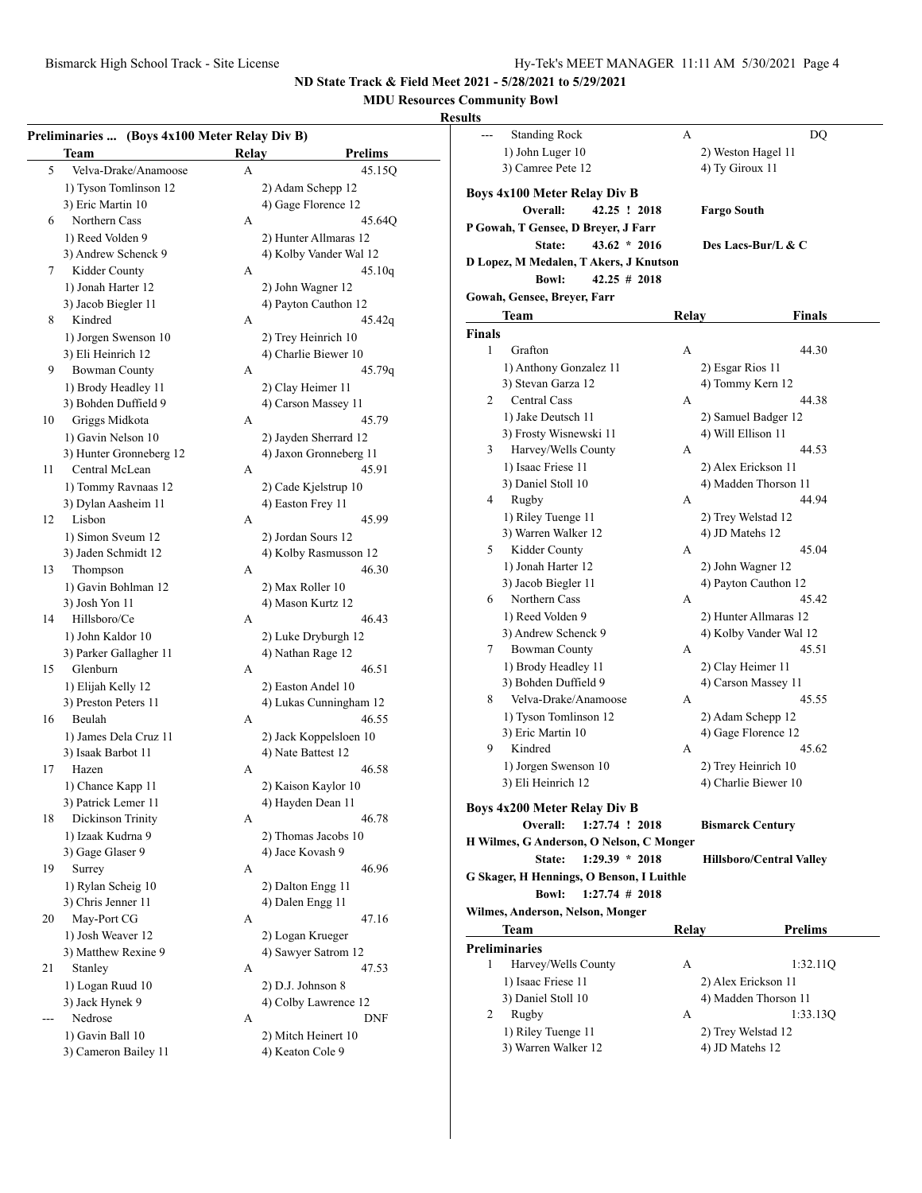## ND State Track & Field Meet 2021 - 5/28/2021 to 5/29/2021

### MDU Resources Community Bowl

### Results

**Preliminaries ... (Boys 4x100 Meter Relay Div B)**

| | Team | Relay | Prelims |
|---|---|---|---|
| 5 | Velva-Drake/Anamoose | A | 45.15Q |
| | 1) Tyson Tomlinson 12 | 2) Adam Schepp 12 | |
| | 3) Eric Martin 10 | 4) Gage Florence 12 | |
| 6 | Northern Cass | A | 45.64Q |
| | 1) Reed Volden 9 | 2) Hunter Allmaras 12 | |
| | 3) Andrew Schenck 9 | 4) Kolby Vander Wal 12 | |
| 7 | Kidder County | A | 45.10q |
| | 1) Jonah Harter 12 | 2) John Wagner 12 | |
| | 3) Jacob Biegler 11 | 4) Payton Cauthon 12 | |
| 8 | Kindred | A | 45.42q |
| | 1) Jorgen Swenson 10 | 2) Trey Heinrich 10 | |
| | 3) Eli Heinrich 12 | 4) Charlie Biewer 10 | |
| 9 | Bowman County | A | 45.79q |
| | 1) Brody Headley 11 | 2) Clay Heimer 11 | |
| | 3) Bohden Duffield 9 | 4) Carson Massey 11 | |
| 10 | Griggs Midkota | A | 45.79 |
| | 1) Gavin Nelson 10 | 2) Jayden Sherrard 12 | |
| | 3) Hunter Gronneberg 12 | 4) Jaxon Gronneberg 11 | |
| 11 | Central McLean | A | 45.91 |
| | 1) Tommy Ravnaas 12 | 2) Cade Kjelstrup 10 | |
| | 3) Dylan Aasheim 11 | 4) Easton Frey 11 | |
| 12 | Lisbon | A | 45.99 |
| | 1) Simon Sveum 12 | 2) Jordan Sours 12 | |
| | 3) Jaden Schmidt 12 | 4) Kolby Rasmusson 12 | |
| 13 | Thompson | A | 46.30 |
| | 1) Gavin Bohlman 12 | 2) Max Roller 10 | |
| | 3) Josh Yon 11 | 4) Mason Kurtz 12 | |
| 14 | Hillsboro/Ce | A | 46.43 |
| | 1) John Kaldor 10 | 2) Luke Dryburgh 12 | |
| | 3) Parker Gallagher 11 | 4) Nathan Rage 12 | |
| 15 | Glenburn | A | 46.51 |
| | 1) Elijah Kelly 12 | 2) Easton Andel 10 | |
| | 3) Preston Peters 11 | 4) Lukas Cunningham 12 | |
| 16 | Beulah | A | 46.55 |
| | 1) James Dela Cruz 11 | 2) Jack Koppelsloen 10 | |
| | 3) Isaak Barbot 11 | 4) Nate Battest 12 | |
| 17 | Hazen | A | 46.58 |
| | 1) Chance Kapp 11 | 2) Kaison Kaylor 10 | |
| | 3) Patrick Lemer 11 | 4) Hayden Dean 11 | |
| 18 | Dickinson Trinity | A | 46.78 |
| | 1) Izaak Kudrna 9 | 2) Thomas Jacobs 10 | |
| | 3) Gage Glaser 9 | 4) Jace Kovash 9 | |
| 19 | Surrey | A | 46.96 |
| | 1) Rylan Scheig 10 | 2) Dalton Engg 11 | |
| | 3) Chris Jenner 11 | 4) Dalen Engg 11 | |
| 20 | May-Port CG | A | 47.16 |
| | 1) Josh Weaver 12 | 2) Logan Krueger | |
| | 3) Matthew Rexine 9 | 4) Sawyer Satrom 12 | |
| 21 | Stanley | A | 47.53 |
| | 1) Logan Ruud 10 | 2) D.J. Johnson 8 | |
| | 3) Jack Hynek 9 | 4) Colby Lawrence 12 | |
| --- | Nedrose | A | DNF |
| | 1) Gavin Ball 10 | 2) Mitch Heinert 10 | |
| | 3) Cameron Bailey 11 | 4) Keaton Cole 9 | |
| --- | Standing Rock | A | DQ |
| | 1) John Luger 10 | 2) Weston Hagel 11 | |
| | 3) Camree Pete 12 | 4) Ty Giroux 11 | |

**Boys 4x100 Meter Relay Div B**

**Overall:** 42.25 ! 2018 **Fargo South**
**P Gowah, T Gensee, D Breyer, J Farr**
**State:** 43.62 * 2016 **Des Lacs-Bur/L & C**
**D Lopez, M Medalen, T Akers, J Knutson**
**Bowl:** 42.25 # 2018
**Gowah, Gensee, Breyer, Farr**

| | Team | Relay | Finals |
|---|---|---|---|
| **Finals** | | | |
| 1 | Grafton | A | 44.30 |
| | 1) Anthony Gonzalez 11 | 2) Esgar Rios 11 | |
| | 3) Stevan Garza 12 | 4) Tommy Kern 12 | |
| 2 | Central Cass | A | 44.38 |
| | 1) Jake Deutsch 11 | 2) Samuel Badger 12 | |
| | 3) Frosty Wisnewski 11 | 4) Will Ellison 11 | |
| 3 | Harvey/Wells County | A | 44.53 |
| | 1) Isaac Friese 11 | 2) Alex Erickson 11 | |
| | 3) Daniel Stoll 10 | 4) Madden Thorson 11 | |
| 4 | Rugby | A | 44.94 |
| | 1) Riley Tuenge 11 | 2) Trey Welstad 12 | |
| | 3) Warren Walker 12 | 4) JD Matehs 12 | |
| 5 | Kidder County | A | 45.04 |
| | 1) Jonah Harter 12 | 2) John Wagner 12 | |
| | 3) Jacob Biegler 11 | 4) Payton Cauthon 12 | |
| 6 | Northern Cass | A | 45.42 |
| | 1) Reed Volden 9 | 2) Hunter Allmaras 12 | |
| | 3) Andrew Schenck 9 | 4) Kolby Vander Wal 12 | |
| 7 | Bowman County | A | 45.51 |
| | 1) Brody Headley 11 | 2) Clay Heimer 11 | |
| | 3) Bohden Duffield 9 | 4) Carson Massey 11 | |
| 8 | Velva-Drake/Anamoose | A | 45.55 |
| | 1) Tyson Tomlinson 12 | 2) Adam Schepp 12 | |
| | 3) Eric Martin 10 | 4) Gage Florence 12 | |
| 9 | Kindred | A | 45.62 |
| | 1) Jorgen Swenson 10 | 2) Trey Heinrich 10 | |
| | 3) Eli Heinrich 12 | 4) Charlie Biewer 10 | |

**Boys 4x200 Meter Relay Div B**

**Overall:** 1:27.74 ! 2018 **Bismarck Century**
**H Wilmes, G Anderson, O Nelson, C Monger**
**State:** 1:29.39 * 2018 **Hillsboro/Central Valley**
**G Skager, H Hennings, O Benson, I Luithle**
**Bowl:** 1:27.74 # 2018
**Wilmes, Anderson, Nelson, Monger**

| | Team | Relay | Prelims |
|---|---|---|---|
| **Preliminaries** | | | |
| 1 | Harvey/Wells County | A | 1:32.11Q |
| | 1) Isaac Friese 11 | 2) Alex Erickson 11 | |
| | 3) Daniel Stoll 10 | 4) Madden Thorson 11 | |
| 2 | Rugby | A | 1:33.13Q |
| | 1) Riley Tuenge 11 | 2) Trey Welstad 12 | |
| | 3) Warren Walker 12 | 4) JD Matehs 12 | |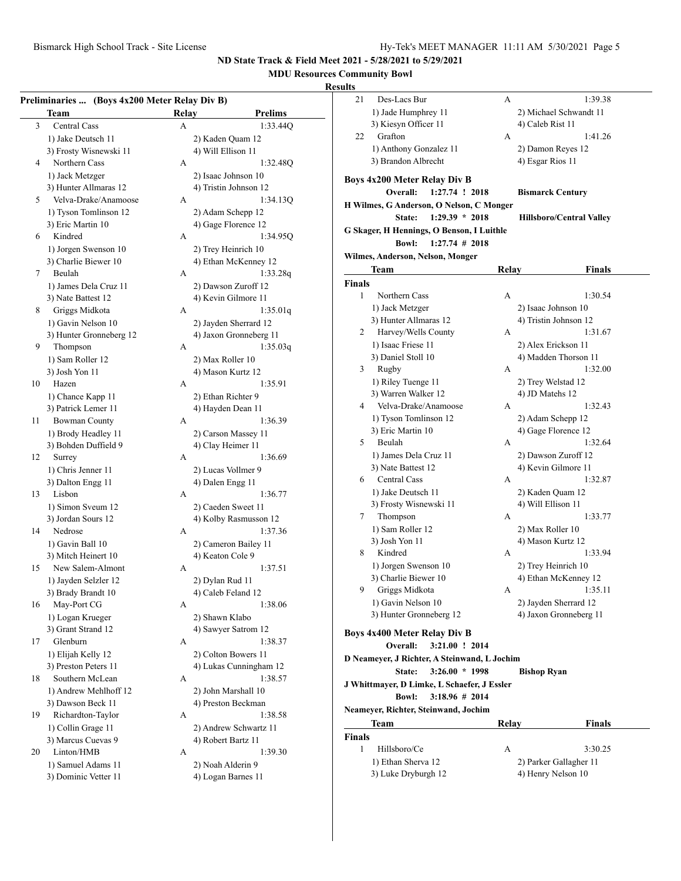## ND State Track & Field Meet 2021 - 5/28/2021 to 5/29/2021

### MDU Resources Community Bowl

**Results**

**Preliminaries ... (Boys 4x200 Meter Relay Div B)**

| | Team | Relay | Prelims |
|---|---|---|---|
| 3 | Central Cass | A | 1:33.44Q |
| | 1) Jake Deutsch 11 | 2) Kaden Quam 12 | |
| | 3) Frosty Wisnewski 11 | 4) Will Ellison 11 | |
| 4 | Northern Cass | A | 1:32.48Q |
| | 1) Jack Metzger | 2) Isaac Johnson 10 | |
| | 3) Hunter Allmaras 12 | 4) Tristin Johnson 12 | |
| 5 | Velva-Drake/Anamoose | A | 1:34.13Q |
| | 1) Tyson Tomlinson 12 | 2) Adam Schepp 12 | |
| | 3) Eric Martin 10 | 4) Gage Florence 12 | |
| 6 | Kindred | A | 1:34.95Q |
| | 1) Jorgen Swenson 10 | 2) Trey Heinrich 10 | |
| | 3) Charlie Biewer 10 | 4) Ethan McKenney 12 | |
| 7 | Beulah | A | 1:33.28q |
| | 1) James Dela Cruz 11 | 2) Dawson Zuroff 12 | |
| | 3) Nate Battest 12 | 4) Kevin Gilmore 11 | |
| 8 | Griggs Midkota | A | 1:35.01q |
| | 1) Gavin Nelson 10 | 2) Jayden Sherrard 12 | |
| | 3) Hunter Gronneberg 12 | 4) Jaxon Gronneberg 11 | |
| 9 | Thompson | A | 1:35.03q |
| | 1) Sam Roller 12 | 2) Max Roller 10 | |
| | 3) Josh Yon 11 | 4) Mason Kurtz 12 | |
| 10 | Hazen | A | 1:35.91 |
| | 1) Chance Kapp 11 | 2) Ethan Richter 9 | |
| | 3) Patrick Lemer 11 | 4) Hayden Dean 11 | |
| 11 | Bowman County | A | 1:36.39 |
| | 1) Brody Headley 11 | 2) Carson Massey 11 | |
| | 3) Bohden Duffield 9 | 4) Clay Heimer 11 | |
| 12 | Surrey | A | 1:36.69 |
| | 1) Chris Jenner 11 | 2) Lucas Vollmer 9 | |
| | 3) Dalton Engg 11 | 4) Dalen Engg 11 | |
| 13 | Lisbon | A | 1:36.77 |
| | 1) Simon Sveum 12 | 2) Caeden Sweet 11 | |
| | 3) Jordan Sours 12 | 4) Kolby Rasmusson 12 | |
| 14 | Nedrose | A | 1:37.36 |
| | 1) Gavin Ball 10 | 2) Cameron Bailey 11 | |
| | 3) Mitch Heinert 10 | 4) Keaton Cole 9 | |
| 15 | New Salem-Almont | A | 1:37.51 |
| | 1) Jayden Selzler 12 | 2) Dylan Rud 11 | |
| | 3) Brady Brandt 10 | 4) Caleb Feland 12 | |
| 16 | May-Port CG | A | 1:38.06 |
| | 1) Logan Krueger | 2) Shawn Klabo | |
| | 3) Grant Strand 12 | 4) Sawyer Satrom 12 | |
| 17 | Glenburn | A | 1:38.37 |
| | 1) Elijah Kelly 12 | 2) Colton Bowers 11 | |
| | 3) Preston Peters 11 | 4) Lukas Cunningham 12 | |
| 18 | Southern McLean | A | 1:38.57 |
| | 1) Andrew Mehlhoff 12 | 2) John Marshall 10 | |
| | 3) Dawson Beck 11 | 4) Preston Beckman | |
| 19 | Richardton-Taylor | A | 1:38.58 |
| | 1) Collin Grage 11 | 2) Andrew Schwartz 11 | |
| | 3) Marcus Cuevas 9 | 4) Robert Bartz 11 | |
| 20 | Linton/HMB | A | 1:39.30 |
| | 1) Samuel Adams 11 | 2) Noah Alderin 9 | |
| | 3) Dominic Vetter 11 | 4) Logan Barnes 11 | |
| 21 | Des-Lacs Bur | A | 1:39.38 |
| | 1) Jade Humphrey 11 | 2) Michael Schwandt 11 | |
| | 3) Kiesyn Officer 11 | 4) Caleb Rist 11 | |
| 22 | Grafton | A | 1:41.26 |
| | 1) Anthony Gonzalez 11 | 2) Damon Reyes 12 | |
| | 3) Brandon Albrecht | 4) Esgar Rios 11 | |

### Boys 4x200 Meter Relay Div B

Overall: 1:27.74 ! 2018 Bismarck Century
H Wilmes, G Anderson, O Nelson, C Monger
State: 1:29.39 * 2018 Hillsboro/Central Valley
G Skager, H Hennings, O Benson, I Luithle
Bowl: 1:27.74 # 2018
Wilmes, Anderson, Nelson, Monger

**Finals**

| | Team | Relay | Finals |
|---|---|---|---|
| 1 | Northern Cass | A | 1:30.54 |
| | 1) Jack Metzger | 2) Isaac Johnson 10 | |
| | 3) Hunter Allmaras 12 | 4) Tristin Johnson 12 | |
| 2 | Harvey/Wells County | A | 1:31.67 |
| | 1) Isaac Friese 11 | 2) Alex Erickson 11 | |
| | 3) Daniel Stoll 10 | 4) Madden Thorson 11 | |
| 3 | Rugby | A | 1:32.00 |
| | 1) Riley Tuenge 11 | 2) Trey Welstad 12 | |
| | 3) Warren Walker 12 | 4) JD Matehs 12 | |
| 4 | Velva-Drake/Anamoose | A | 1:32.43 |
| | 1) Tyson Tomlinson 12 | 2) Adam Schepp 12 | |
| | 3) Eric Martin 10 | 4) Gage Florence 12 | |
| 5 | Beulah | A | 1:32.64 |
| | 1) James Dela Cruz 11 | 2) Dawson Zuroff 12 | |
| | 3) Nate Battest 12 | 4) Kevin Gilmore 11 | |
| 6 | Central Cass | A | 1:32.87 |
| | 1) Jake Deutsch 11 | 2) Kaden Quam 12 | |
| | 3) Frosty Wisnewski 11 | 4) Will Ellison 11 | |
| 7 | Thompson | A | 1:33.77 |
| | 1) Sam Roller 12 | 2) Max Roller 10 | |
| | 3) Josh Yon 11 | 4) Mason Kurtz 12 | |
| 8 | Kindred | A | 1:33.94 |
| | 1) Jorgen Swenson 10 | 2) Trey Heinrich 10 | |
| | 3) Charlie Biewer 10 | 4) Ethan McKenney 12 | |
| 9 | Griggs Midkota | A | 1:35.11 |
| | 1) Gavin Nelson 10 | 2) Jayden Sherrard 12 | |
| | 3) Hunter Gronneberg 12 | 4) Jaxon Gronneberg 11 | |

### Boys 4x400 Meter Relay Div B

Overall: 3:21.00 ! 2014
D Neameyer, J Richter, A Steinwand, L Jochim
State: 3:26.00 * 1998 Bishop Ryan
J Whittmayer, D Limke, L Schaefer, J Essler
Bowl: 3:18.96 # 2014
Neameyer, Richter, Steinwand, Jochim

**Finals**

| | Team | Relay | Finals |
|---|---|---|---|
| 1 | Hillsboro/Ce | A | 3:30.25 |
| | 1) Ethan Sherva 12 | 2) Parker Gallagher 11 | |
| | 3) Luke Dryburgh 12 | 4) Henry Nelson 10 | |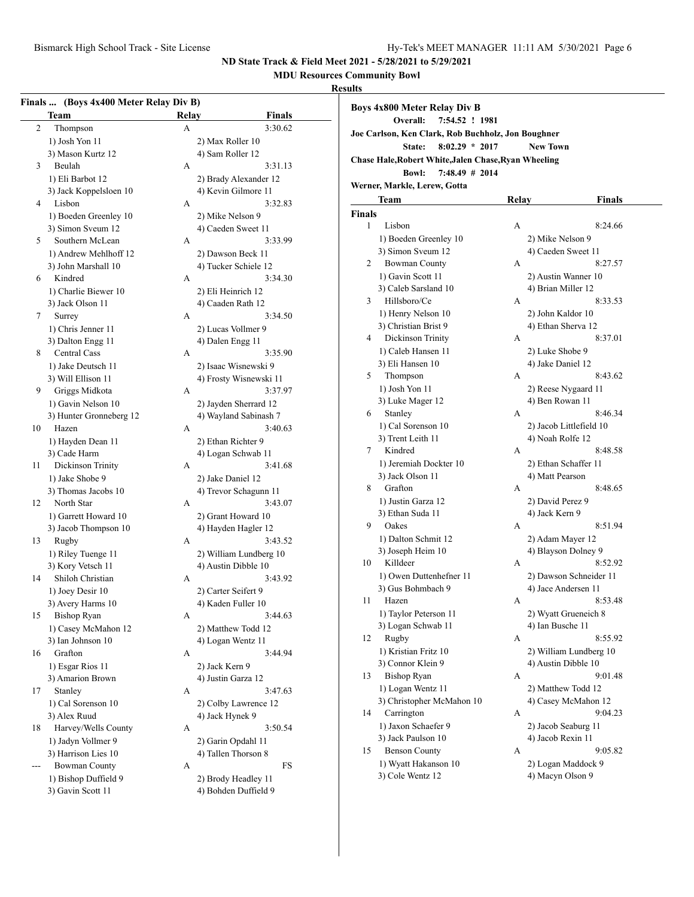## ND State Track & Field Meet 2021 - 5/28/2021 to 5/29/2021

### MDU Resources Community Bowl

### Results

**Finals ... (Boys 4x400 Meter Relay Div B)**

| | Team | Relay | Finals |
|---|---|---|---|
| 2 | Thompson | A | 3:30.62 |
| | 1) Josh Yon 11 | 2) Max Roller 10 | |
| | 3) Mason Kurtz 12 | 4) Sam Roller 12 | |
| 3 | Beulah | A | 3:31.13 |
| | 1) Eli Barbot 12 | 2) Brady Alexander 12 | |
| | 3) Jack Koppelsloen 10 | 4) Kevin Gilmore 11 | |
| 4 | Lisbon | A | 3:32.83 |
| | 1) Boeden Greenley 10 | 2) Mike Nelson 9 | |
| | 3) Simon Sveum 12 | 4) Caeden Sweet 11 | |
| 5 | Southern McLean | A | 3:33.99 |
| | 1) Andrew Mehlhoff 12 | 2) Dawson Beck 11 | |
| | 3) John Marshall 10 | 4) Tucker Schiele 12 | |
| 6 | Kindred | A | 3:34.30 |
| | 1) Charlie Biewer 10 | 2) Eli Heinrich 12 | |
| | 3) Jack Olson 11 | 4) Caaden Rath 12 | |
| 7 | Surrey | A | 3:34.50 |
| | 1) Chris Jenner 11 | 2) Lucas Vollmer 9 | |
| | 3) Dalton Engg 11 | 4) Dalen Engg 11 | |
| 8 | Central Cass | A | 3:35.90 |
| | 1) Jake Deutsch 11 | 2) Isaac Wisnewski 9 | |
| | 3) Will Ellison 11 | 4) Frosty Wisnewski 11 | |
| 9 | Griggs Midkota | A | 3:37.97 |
| | 1) Gavin Nelson 10 | 2) Jayden Sherrard 12 | |
| | 3) Hunter Gronneberg 12 | 4) Wayland Sabinash 7 | |
| 10 | Hazen | A | 3:40.63 |
| | 1) Hayden Dean 11 | 2) Ethan Richter 9 | |
| | 3) Cade Harm | 4) Logan Schwab 11 | |
| 11 | Dickinson Trinity | A | 3:41.68 |
| | 1) Jake Shobe 9 | 2) Jake Daniel 12 | |
| | 3) Thomas Jacobs 10 | 4) Trevor Schagunn 11 | |
| 12 | North Star | A | 3:43.07 |
| | 1) Garrett Howard 10 | 2) Grant Howard 10 | |
| | 3) Jacob Thompson 10 | 4) Hayden Hagler 12 | |
| 13 | Rugby | A | 3:43.52 |
| | 1) Riley Tuenge 11 | 2) William Lundberg 10 | |
| | 3) Kory Vetsch 11 | 4) Austin Dibble 10 | |
| 14 | Shiloh Christian | A | 3:43.92 |
| | 1) Joey Desir 10 | 2) Carter Seifert 9 | |
| | 3) Avery Harms 10 | 4) Kaden Fuller 10 | |
| 15 | Bishop Ryan | A | 3:44.63 |
| | 1) Casey McMahon 12 | 2) Matthew Todd 12 | |
| | 3) Ian Johnson 10 | 4) Logan Wentz 11 | |
| 16 | Grafton | A | 3:44.94 |
| | 1) Esgar Rios 11 | 2) Jack Kern 9 | |
| | 3) Amarion Brown | 4) Justin Garza 12 | |
| 17 | Stanley | A | 3:47.63 |
| | 1) Cal Sorenson 10 | 2) Colby Lawrence 12 | |
| | 3) Alex Ruud | 4) Jack Hynek 9 | |
| 18 | Harvey/Wells County | A | 3:50.54 |
| | 1) Jadyn Vollmer 9 | 2) Garin Opdahl 11 | |
| | 3) Harrison Lies 10 | 4) Tallen Thorson 8 | |
| --- | Bowman County | A | FS |
| | 1) Bishop Duffield 9 | 2) Brody Headley 11 | |
| | 3) Gavin Scott 11 | 4) Bohden Duffield 9 | |

**Boys 4x800 Meter Relay Div B**

**Overall: 7:54.52 ! 1981**
**Joe Carlson, Ken Clark, Rob Buchholz, Jon Boughner**
**State: 8:02.29 * 2017 New Town**
**Chase Hale,Robert White,Jalen Chase,Ryan Wheeling**
**Bowl: 7:48.49 # 2014**
**Werner, Markle, Lerew, Gotta**

**Finals**

| | Team | Relay | Finals |
|---|---|---|---|
| 1 | Lisbon | A | 8:24.66 |
| | 1) Boeden Greenley 10 | 2) Mike Nelson 9 | |
| | 3) Simon Sveum 12 | 4) Caeden Sweet 11 | |
| 2 | Bowman County | A | 8:27.57 |
| | 1) Gavin Scott 11 | 2) Austin Wanner 10 | |
| | 3) Caleb Sarsland 10 | 4) Brian Miller 12 | |
| 3 | Hillsboro/Ce | A | 8:33.53 |
| | 1) Henry Nelson 10 | 2) John Kaldor 10 | |
| | 3) Christian Brist 9 | 4) Ethan Sherva 12 | |
| 4 | Dickinson Trinity | A | 8:37.01 |
| | 1) Caleb Hansen 11 | 2) Luke Shobe 9 | |
| | 3) Eli Hansen 10 | 4) Jake Daniel 12 | |
| 5 | Thompson | A | 8:43.62 |
| | 1) Josh Yon 11 | 2) Reese Nygaard 11 | |
| | 3) Luke Mager 12 | 4) Ben Rowan 11 | |
| 6 | Stanley | A | 8:46.34 |
| | 1) Cal Sorenson 10 | 2) Jacob Littlefield 10 | |
| | 3) Trent Leith 11 | 4) Noah Rolfe 12 | |
| 7 | Kindred | A | 8:48.58 |
| | 1) Jeremiah Dockter 10 | 2) Ethan Schaffer 11 | |
| | 3) Jack Olson 11 | 4) Matt Pearson | |
| 8 | Grafton | A | 8:48.65 |
| | 1) Justin Garza 12 | 2) David Perez 9 | |
| | 3) Ethan Suda 11 | 4) Jack Kern 9 | |
| 9 | Oakes | A | 8:51.94 |
| | 1) Dalton Schmit 12 | 2) Adam Mayer 12 | |
| | 3) Joseph Heim 10 | 4) Blayson Dolney 9 | |
| 10 | Killdeer | A | 8:52.92 |
| | 1) Owen Duttenhefner 11 | 2) Dawson Schneider 11 | |
| | 3) Gus Bohmbach 9 | 4) Jace Andersen 11 | |
| 11 | Hazen | A | 8:53.48 |
| | 1) Taylor Peterson 11 | 2) Wyatt Grueneich 8 | |
| | 3) Logan Schwab 11 | 4) Ian Busche 11 | |
| 12 | Rugby | A | 8:55.92 |
| | 1) Kristian Fritz 10 | 2) William Lundberg 10 | |
| | 3) Connor Klein 9 | 4) Austin Dibble 10 | |
| 13 | Bishop Ryan | A | 9:01.48 |
| | 1) Logan Wentz 11 | 2) Matthew Todd 12 | |
| | 3) Christopher McMahon 10 | 4) Casey McMahon 12 | |
| 14 | Carrington | A | 9:04.23 |
| | 1) Jaxon Schaefer 9 | 2) Jacob Seaburg 11 | |
| | 3) Jack Paulson 10 | 4) Jacob Rexin 11 | |
| 15 | Benson County | A | 9:05.82 |
| | 1) Wyatt Hakanson 10 | 2) Logan Maddock 9 | |
| | 3) Cole Wentz 12 | 4) Macyn Olson 9 | |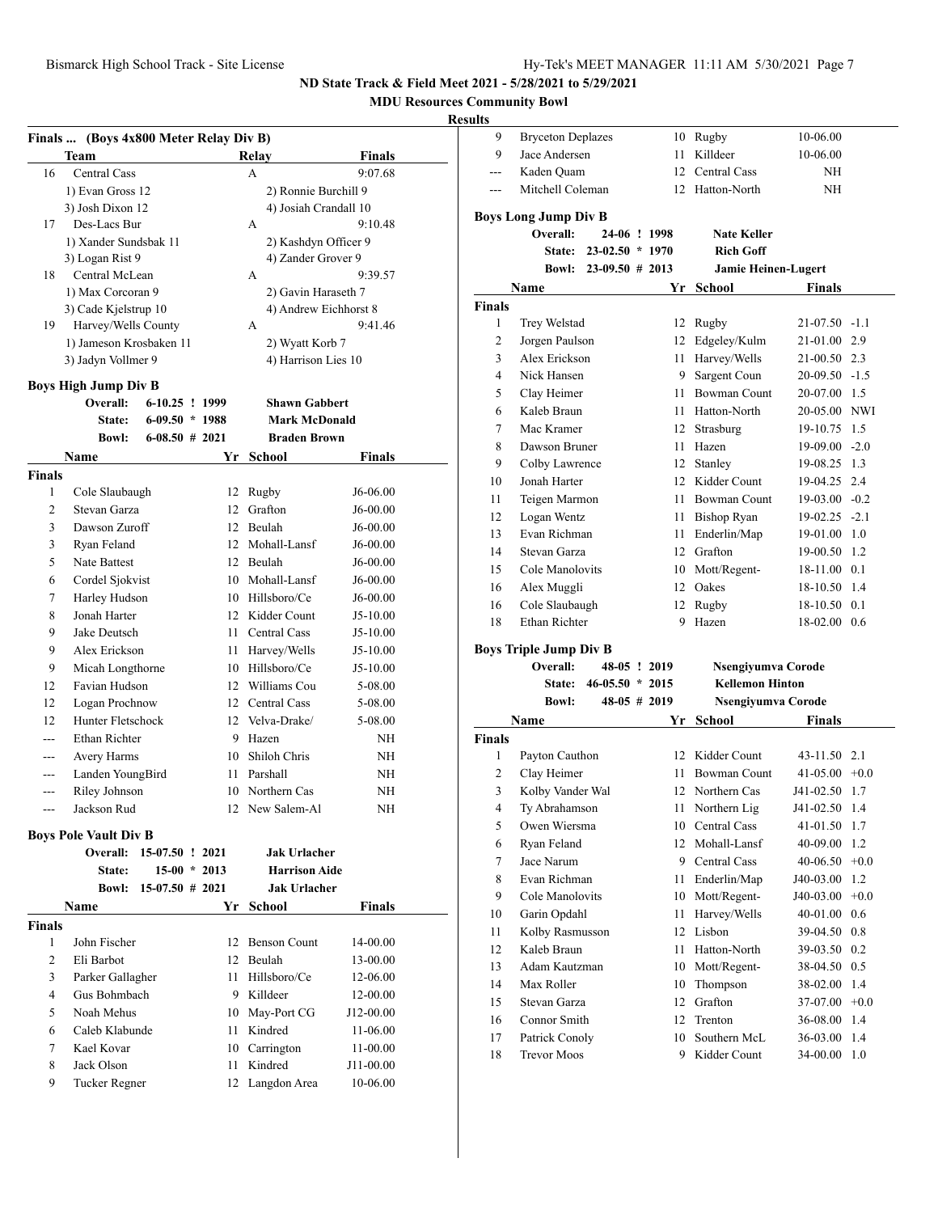## ND State Track & Field Meet 2021 - 5/28/2021 to 5/29/2021

### MDU Resources Community Bowl

### Results

### Finals ... (Boys 4x800 Meter Relay Div B)

| | Team | Relay | Finals |
|---|---|---|---|
| 16 | Central Cass | A | 9:07.68 |
| | 1) Evan Gross 12 | 2) Ronnie Burchill 9 | |
| | 3) Josh Dixon 12 | 4) Josiah Crandall 10 | |
| 17 | Des-Lacs Bur | A | 9:10.48 |
| | 1) Xander Sundsbak 11 | 2) Kashdyn Officer 9 | |
| | 3) Logan Rist 9 | 4) Zander Grover 9 | |
| 18 | Central McLean | A | 9:39.57 |
| | 1) Max Corcoran 9 | 2) Gavin Haraseth 7 | |
| | 3) Cade Kjelstrup 10 | 4) Andrew Eichhorst 8 | |
| 19 | Harvey/Wells County | A | 9:41.46 |
| | 1) Jameson Krosbaken 11 | 2) Wyatt Korb 7 | |
| | 3) Jadyn Vollmer 9 | 4) Harrison Lies 10 | |

### Boys High Jump Div B

Overall: 6-10.25 ! 1999 Shawn Gabbert
State: 6-09.50 * 1988 Mark McDonald
Bowl: 6-08.50 # 2021 Braden Brown

| | Name | Yr | School | Finals |
|---|---|---|---|---|
| **Finals** | | | | |
| 1 | Cole Slaubaugh | 12 | Rugby | J6-06.00 |
| 2 | Stevan Garza | 12 | Grafton | J6-00.00 |
| 3 | Dawson Zuroff | 12 | Beulah | J6-00.00 |
| 3 | Ryan Feland | 12 | Mohall-Lansf | J6-00.00 |
| 5 | Nate Battest | 12 | Beulah | J6-00.00 |
| 6 | Cordel Sjokvist | 10 | Mohall-Lansf | J6-00.00 |
| 7 | Harley Hudson | 10 | Hillsboro/Ce | J6-00.00 |
| 8 | Jonah Harter | 12 | Kidder Count | J5-10.00 |
| 9 | Jake Deutsch | 11 | Central Cass | J5-10.00 |
| 9 | Alex Erickson | 11 | Harvey/Wells | J5-10.00 |
| 9 | Micah Longthorne | 10 | Hillsboro/Ce | J5-10.00 |
| 12 | Favian Hudson | 12 | Williams Cou | 5-08.00 |
| 12 | Logan Prochnow | 12 | Central Cass | 5-08.00 |
| 12 | Hunter Fletschock | 12 | Velva-Drake/ | 5-08.00 |
| --- | Ethan Richter | 9 | Hazen | NH |
| --- | Avery Harms | 10 | Shiloh Chris | NH |
| --- | Landen YoungBird | 11 | Parshall | NH |
| --- | Riley Johnson | 10 | Northern Cas | NH |
| --- | Jackson Rud | 12 | New Salem-Al | NH |

### Boys Pole Vault Div B

Overall: 15-07.50 ! 2021 Jak Urlacher
State: 15-00 * 2013 Harrison Aide
Bowl: 15-07.50 # 2021 Jak Urlacher

| | Name | Yr | School | Finals |
|---|---|---|---|---|
| **Finals** | | | | |
| 1 | John Fischer | 12 | Benson Count | 14-00.00 |
| 2 | Eli Barbot | 12 | Beulah | 13-00.00 |
| 3 | Parker Gallagher | 11 | Hillsboro/Ce | 12-06.00 |
| 4 | Gus Bohmbach | 9 | Killdeer | 12-00.00 |
| 5 | Noah Mehus | 10 | May-Port CG | J12-00.00 |
| 6 | Caleb Klabunde | 11 | Kindred | 11-06.00 |
| 7 | Kael Kovar | 10 | Carrington | 11-00.00 |
| 8 | Jack Olson | 11 | Kindred | J11-00.00 |
| 9 | Tucker Regner | 12 | Langdon Area | 10-06.00 |
| 9 | Bryceton Deplazes | 10 | Rugby | 10-06.00 |
| 9 | Jace Andersen | 11 | Killdeer | 10-06.00 |
| --- | Kaden Quam | 12 | Central Cass | NH |
| --- | Mitchell Coleman | 12 | Hatton-North | NH |

### Boys Long Jump Div B

Overall: 24-06 ! 1998 Nate Keller
State: 23-02.50 * 1970 Rich Goff
Bowl: 23-09.50 # 2013 Jamie Heinen-Lugert

| | Name | Yr | School | Finals | Wind |
|---|---|---|---|---|---|
| **Finals** | | | | | |
| 1 | Trey Welstad | 12 | Rugby | 21-07.50 | -1.1 |
| 2 | Jorgen Paulson | 12 | Edgeley/Kulm | 21-01.00 | 2.9 |
| 3 | Alex Erickson | 11 | Harvey/Wells | 21-00.50 | 2.3 |
| 4 | Nick Hansen | 9 | Sargent Coun | 20-09.50 | -1.5 |
| 5 | Clay Heimer | 11 | Bowman Count | 20-07.00 | 1.5 |
| 6 | Kaleb Braun | 11 | Hatton-North | 20-05.00 | NWI |
| 7 | Mac Kramer | 12 | Strasburg | 19-10.75 | 1.5 |
| 8 | Dawson Bruner | 11 | Hazen | 19-09.00 | -2.0 |
| 9 | Colby Lawrence | 12 | Stanley | 19-08.25 | 1.3 |
| 10 | Jonah Harter | 12 | Kidder Count | 19-04.25 | 2.4 |
| 11 | Teigen Marmon | 11 | Bowman Count | 19-03.00 | -0.2 |
| 12 | Logan Wentz | 12 | Bishop Ryan | 19-02.25 | -2.1 |
| 13 | Evan Richman | 11 | Enderlin/Map | 19-01.00 | 1.0 |
| 14 | Stevan Garza | 12 | Grafton | 19-00.50 | 1.2 |
| 15 | Cole Manolovits | 10 | Mott/Regent- | 18-11.00 | 0.1 |
| 16 | Alex Muggli | 12 | Oakes | 18-10.50 | 1.4 |
| 16 | Cole Slaubaugh | 12 | Rugby | 18-10.50 | 0.1 |
| 18 | Ethan Richter | 9 | Hazen | 18-02.00 | 0.6 |

### Boys Triple Jump Div B

Overall: 48-05 ! 2019 Nsengiyumva Corode
State: 46-05.50 * 2015 Kellemon Hinton
Bowl: 48-05 # 2019 Nsengiyumva Corode

| | Name | Yr | School | Finals | Wind |
|---|---|---|---|---|---|
| **Finals** | | | | | |
| 1 | Payton Cauthon | 12 | Kidder Count | 43-11.50 | 2.1 |
| 2 | Clay Heimer | 11 | Bowman Count | 41-05.00 | +0.0 |
| 3 | Kolby Vander Wal | 12 | Northern Cas | J41-02.50 | 1.7 |
| 4 | Ty Abrahamson | 11 | Northern Lig | J41-02.50 | 1.4 |
| 5 | Owen Wiersma | 10 | Central Cass | 41-01.50 | 1.7 |
| 6 | Ryan Feland | 12 | Mohall-Lansf | 40-09.00 | 1.2 |
| 7 | Jace Narum | 9 | Central Cass | 40-06.50 | +0.0 |
| 8 | Evan Richman | 11 | Enderlin/Map | J40-03.00 | 1.2 |
| 9 | Cole Manolovits | 10 | Mott/Regent- | J40-03.00 | +0.0 |
| 10 | Garin Opdahl | 11 | Harvey/Wells | 40-01.00 | 0.6 |
| 11 | Kolby Rasmusson | 12 | Lisbon | 39-04.50 | 0.8 |
| 12 | Kaleb Braun | 11 | Hatton-North | 39-03.50 | 0.2 |
| 13 | Adam Kautzman | 10 | Mott/Regent- | 38-04.50 | 0.5 |
| 14 | Max Roller | 10 | Thompson | 38-02.00 | 1.4 |
| 15 | Stevan Garza | 12 | Grafton | 37-07.00 | +0.0 |
| 16 | Connor Smith | 12 | Trenton | 36-08.00 | 1.4 |
| 17 | Patrick Conoly | 10 | Southern McL | 36-03.00 | 1.4 |
| 18 | Trevor Moos | 9 | Kidder Count | 34-00.00 | 1.0 |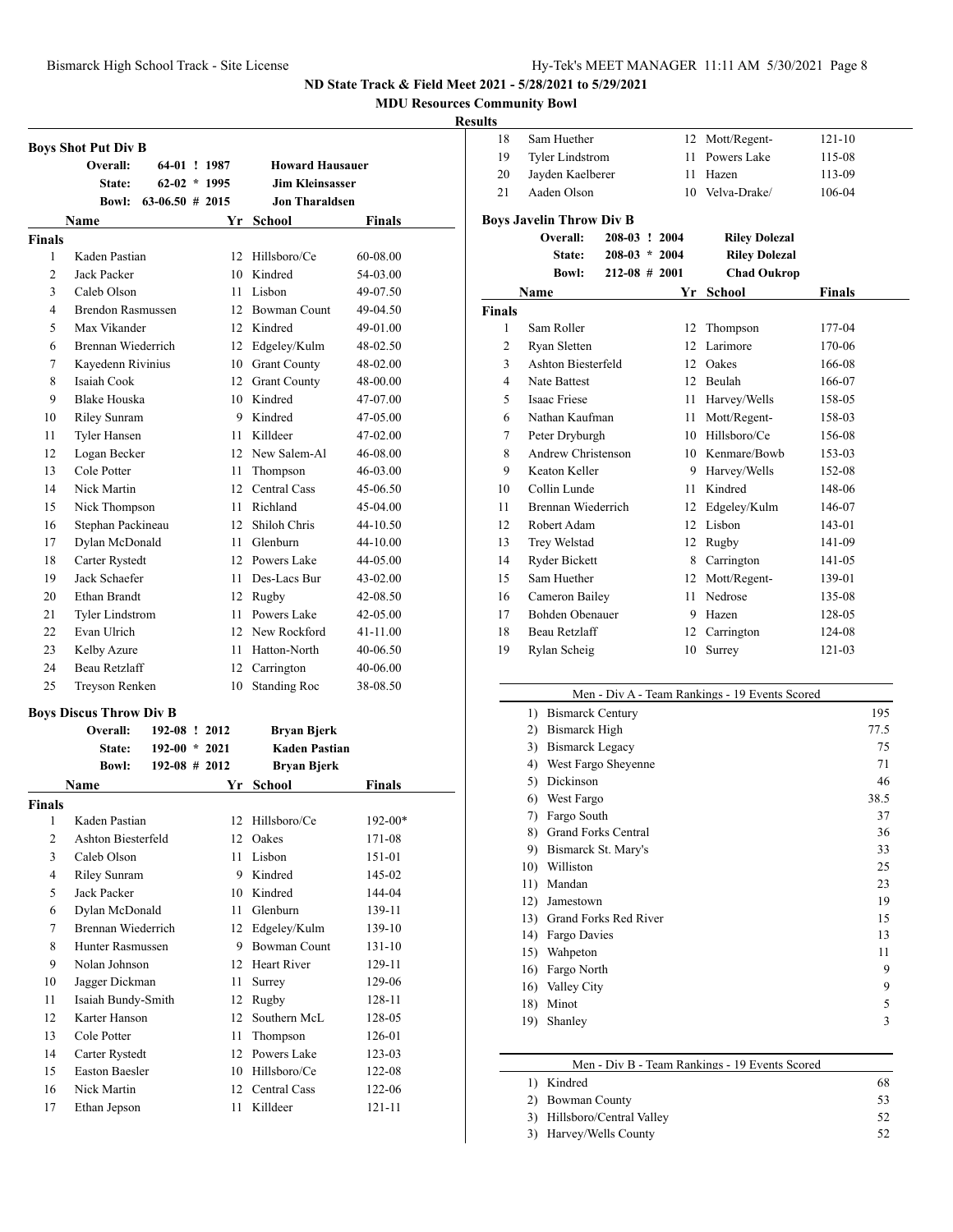## ND State Track & Field Meet 2021 - 5/28/2021 to 5/29/2021

**MDU Resources Community Bowl**

**Results**

### Boys Shot Put Div B

| | | | |
|---|---|---|---|
| **Overall:** | 64-01 ! 1987 | **Howard Hausauer** | |
| **State:** | 62-02 * 1995 | **Jim Kleinsasser** | |
| **Bowl:** | 63-06.50 # 2015 | **Jon Tharaldsen** | |

| | Name | Yr | School | Finals |
|---|---|---|---|---|
| **Finals** | | | | |
| 1 | Kaden Pastian | 12 | Hillsboro/Ce | 60-08.00 |
| 2 | Jack Packer | 10 | Kindred | 54-03.00 |
| 3 | Caleb Olson | 11 | Lisbon | 49-07.50 |
| 4 | Brendon Rasmussen | 12 | Bowman Count | 49-04.50 |
| 5 | Max Vikander | 12 | Kindred | 49-01.00 |
| 6 | Brennan Wiederrich | 12 | Edgeley/Kulm | 48-02.50 |
| 7 | Kayedenn Rivinius | 10 | Grant County | 48-02.00 |
| 8 | Isaiah Cook | 12 | Grant County | 48-00.00 |
| 9 | Blake Houska | 10 | Kindred | 47-07.00 |
| 10 | Riley Sunram | 9 | Kindred | 47-05.00 |
| 11 | Tyler Hansen | 11 | Killdeer | 47-02.00 |
| 12 | Logan Becker | 12 | New Salem-Al | 46-08.00 |
| 13 | Cole Potter | 11 | Thompson | 46-03.00 |
| 14 | Nick Martin | 12 | Central Cass | 45-06.50 |
| 15 | Nick Thompson | 11 | Richland | 45-04.00 |
| 16 | Stephan Packineau | 12 | Shiloh Chris | 44-10.50 |
| 17 | Dylan McDonald | 11 | Glenburn | 44-10.00 |
| 18 | Carter Rystedt | 12 | Powers Lake | 44-05.00 |
| 19 | Jack Schaefer | 11 | Des-Lacs Bur | 43-02.00 |
| 20 | Ethan Brandt | 12 | Rugby | 42-08.50 |
| 21 | Tyler Lindstrom | 11 | Powers Lake | 42-05.00 |
| 22 | Evan Ulrich | 12 | New Rockford | 41-11.00 |
| 23 | Kelby Azure | 11 | Hatton-North | 40-06.50 |
| 24 | Beau Retzlaff | 12 | Carrington | 40-06.00 |
| 25 | Treyson Renken | 10 | Standing Roc | 38-08.50 |

### Boys Discus Throw Div B

| | | | |
|---|---|---|---|
| **Overall:** | 192-08 ! 2012 | **Bryan Bjerk** | |
| **State:** | 192-00 * 2021 | **Kaden Pastian** | |
| **Bowl:** | 192-08 # 2012 | **Bryan Bjerk** | |

| | Name | Yr | School | Finals |
|---|---|---|---|---|
| **Finals** | | | | |
| 1 | Kaden Pastian | 12 | Hillsboro/Ce | 192-00* |
| 2 | Ashton Biesterfeld | 12 | Oakes | 171-08 |
| 3 | Caleb Olson | 11 | Lisbon | 151-01 |
| 4 | Riley Sunram | 9 | Kindred | 145-02 |
| 5 | Jack Packer | 10 | Kindred | 144-04 |
| 6 | Dylan McDonald | 11 | Glenburn | 139-11 |
| 7 | Brennan Wiederrich | 12 | Edgeley/Kulm | 139-10 |
| 8 | Hunter Rasmussen | 9 | Bowman Count | 131-10 |
| 9 | Nolan Johnson | 12 | Heart River | 129-11 |
| 10 | Jagger Dickman | 11 | Surrey | 129-06 |
| 11 | Isaiah Bundy-Smith | 12 | Rugby | 128-11 |
| 12 | Karter Hanson | 12 | Southern McL | 128-05 |
| 13 | Cole Potter | 11 | Thompson | 126-01 |
| 14 | Carter Rystedt | 12 | Powers Lake | 123-03 |
| 15 | Easton Baesler | 10 | Hillsboro/Ce | 122-08 |
| 16 | Nick Martin | 12 | Central Cass | 122-06 |
| 17 | Ethan Jepson | 11 | Killdeer | 121-11 |
| 18 | Sam Huether | 12 | Mott/Regent- | 121-10 |
| 19 | Tyler Lindstrom | 11 | Powers Lake | 115-08 |
| 20 | Jayden Kaelberer | 11 | Hazen | 113-09 |
| 21 | Aaden Olson | 10 | Velva-Drake/ | 106-04 |

### Boys Javelin Throw Div B

| | | | |
|---|---|---|---|
| **Overall:** | 208-03 ! 2004 | **Riley Dolezal** | |
| **State:** | 208-03 * 2004 | **Riley Dolezal** | |
| **Bowl:** | 212-08 # 2001 | **Chad Oukrop** | |

| | Name | Yr | School | Finals |
|---|---|---|---|---|
| **Finals** | | | | |
| 1 | Sam Roller | 12 | Thompson | 177-04 |
| 2 | Ryan Sletten | 12 | Larimore | 170-06 |
| 3 | Ashton Biesterfeld | 12 | Oakes | 166-08 |
| 4 | Nate Battest | 12 | Beulah | 166-07 |
| 5 | Isaac Friese | 11 | Harvey/Wells | 158-05 |
| 6 | Nathan Kaufman | 11 | Mott/Regent- | 158-03 |
| 7 | Peter Dryburgh | 10 | Hillsboro/Ce | 156-08 |
| 8 | Andrew Christenson | 10 | Kenmare/Bowb | 153-03 |
| 9 | Keaton Keller | 9 | Harvey/Wells | 152-08 |
| 10 | Collin Lunde | 11 | Kindred | 148-06 |
| 11 | Brennan Wiederrich | 12 | Edgeley/Kulm | 146-07 |
| 12 | Robert Adam | 12 | Lisbon | 143-01 |
| 13 | Trey Welstad | 12 | Rugby | 141-09 |
| 14 | Ryder Bickett | 8 | Carrington | 141-05 |
| 15 | Sam Huether | 12 | Mott/Regent- | 139-01 |
| 16 | Cameron Bailey | 11 | Nedrose | 135-08 |
| 17 | Bohden Obenauer | 9 | Hazen | 128-05 |
| 18 | Beau Retzlaff | 12 | Carrington | 124-08 |
| 19 | Rylan Scheig | 10 | Surrey | 121-03 |

### Men - Div A - Team Rankings - 19 Events Scored

| Rank | Team | Points |
|---|---|---|
| 1) | Bismarck Century | 195 |
| 2) | Bismarck High | 77.5 |
| 3) | Bismarck Legacy | 75 |
| 4) | West Fargo Sheyenne | 71 |
| 5) | Dickinson | 46 |
| 6) | West Fargo | 38.5 |
| 7) | Fargo South | 37 |
| 8) | Grand Forks Central | 36 |
| 9) | Bismarck St. Mary's | 33 |
| 10) | Williston | 25 |
| 11) | Mandan | 23 |
| 12) | Jamestown | 19 |
| 13) | Grand Forks Red River | 15 |
| 14) | Fargo Davies | 13 |
| 15) | Wahpeton | 11 |
| 16) | Fargo North | 9 |
| 16) | Valley City | 9 |
| 18) | Minot | 5 |
| 19) | Shanley | 3 |

### Men - Div B - Team Rankings - 19 Events Scored

| Rank | Team | Points |
|---|---|---|
| 1) | Kindred | 68 |
| 2) | Bowman County | 53 |
| 3) | Hillsboro/Central Valley | 52 |
| 3) | Harvey/Wells County | 52 |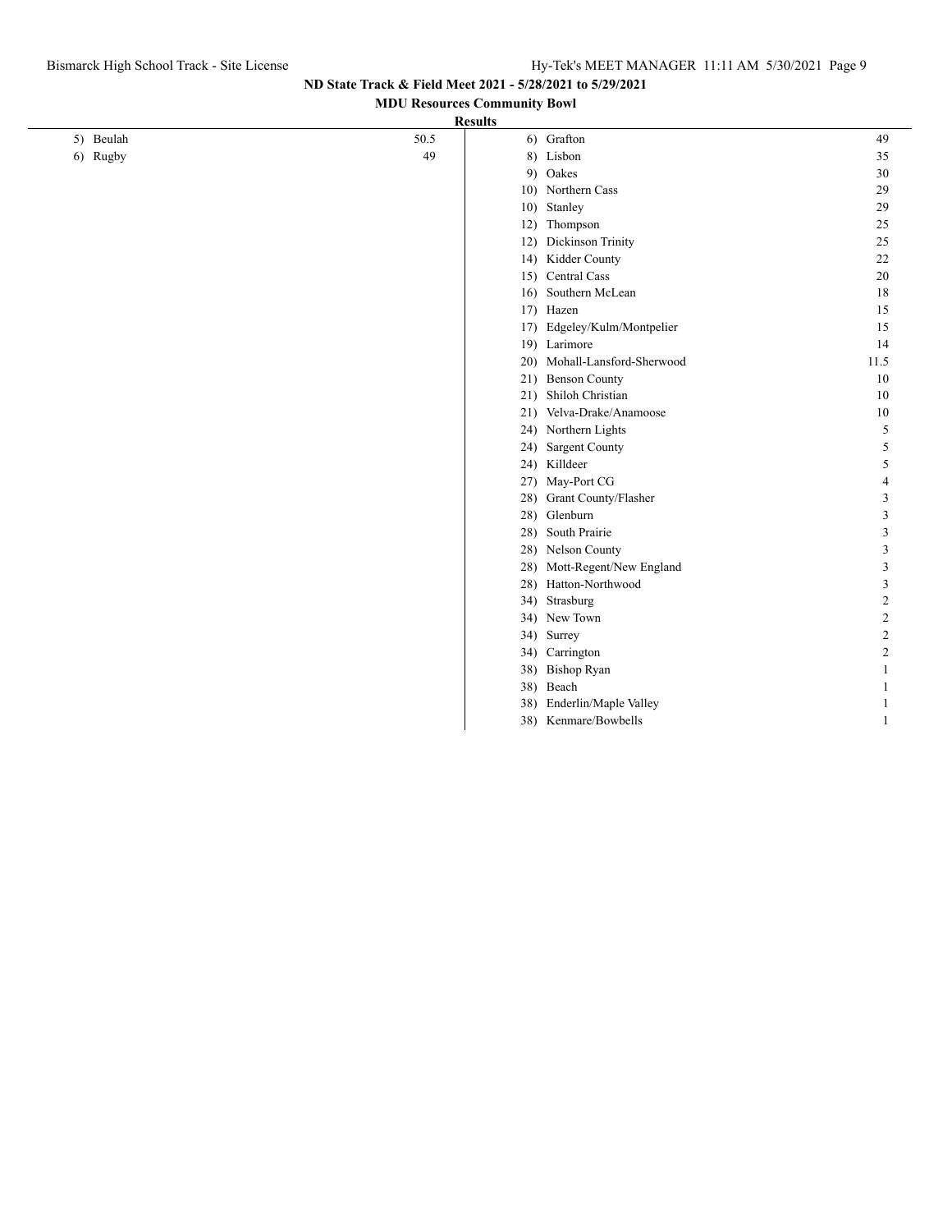**ND State Track & Field Meet 2021 - 5/28/2021 to 5/29/2021**

**MDU Resources Community Bowl**

**Results**

| | |
|---|---|
| 5) Beulah | 50.5 |
| 6) Rugby | 49 |

| | |
|---|---|
| 6) Grafton | 49 |
| 8) Lisbon | 35 |
| 9) Oakes | 30 |
| 10) Northern Cass | 29 |
| 10) Stanley | 29 |
| 12) Thompson | 25 |
| 12) Dickinson Trinity | 25 |
| 14) Kidder County | 22 |
| 15) Central Cass | 20 |
| 16) Southern McLean | 18 |
| 17) Hazen | 15 |
| 17) Edgeley/Kulm/Montpelier | 15 |
| 19) Larimore | 14 |
| 20) Mohall-Lansford-Sherwood | 11.5 |
| 21) Benson County | 10 |
| 21) Shiloh Christian | 10 |
| 21) Velva-Drake/Anamoose | 10 |
| 24) Northern Lights | 5 |
| 24) Sargent County | 5 |
| 24) Killdeer | 5 |
| 27) May-Port CG | 4 |
| 28) Grant County/Flasher | 3 |
| 28) Glenburn | 3 |
| 28) South Prairie | 3 |
| 28) Nelson County | 3 |
| 28) Mott-Regent/New England | 3 |
| 28) Hatton-Northwood | 3 |
| 34) Strasburg | 2 |
| 34) New Town | 2 |
| 34) Surrey | 2 |
| 34) Carrington | 2 |
| 38) Bishop Ryan | 1 |
| 38) Beach | 1 |
| 38) Enderlin/Maple Valley | 1 |
| 38) Kenmare/Bowbells | 1 |